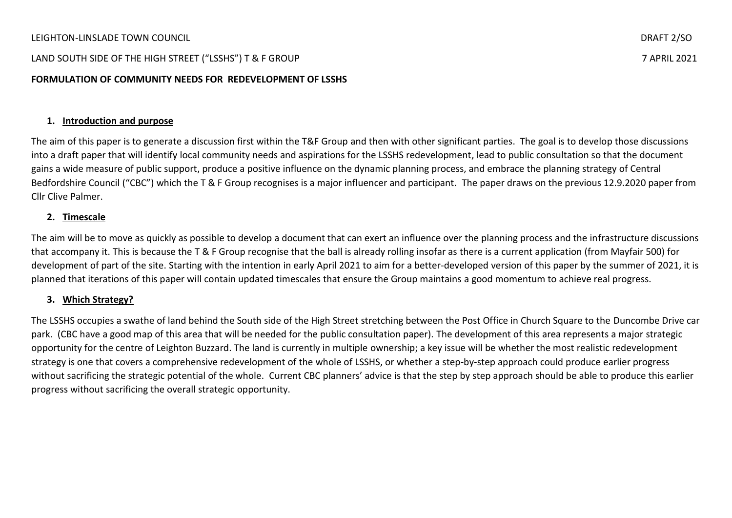LEIGHTON-LINSLADE TOWN COUNCIL DRAFT 2/SO

LAND SOUTH SIDE OF THE HIGH STREET ("LSSHS") T & F GROUP 7 APRIL 2021

**FORMULATION OF COMMUNITY NEEDS FOR REDEVELOPMENT OF LSSHS**

1. **Introduction and purpose**

The aim of this paper is to generate a discussion first within the T&F Group and then with other significant parties. The goal is to develop those discussions into a draft paper that will identify local community needs and aspirations for the LSSHS redevelopment, lead to public consultation so that the document gains a wide measure of public support, produce a positive influence on the dynamic planning process, and embrace the planning strategy of Central Bedfordshire Council ("CBC") which the T & F Group recognises is a major influencer and participant. The paper draws on the previous 12.9.2020 paper from Cllr Clive Palmer.

2. **Timescale**

The aim will be to move as quickly as possible to develop a document that can exert an influence over the planning process and the infrastructure discussions that accompany it. This is because the T & F Group recognise that the ball is already rolling insofar as there is a current application (from Mayfair 500) for development of part of the site. Starting with the intention in early April 2021 to aim for a better-developed version of this paper by the summer of 2021, it is planned that iterations of this paper will contain updated timescales that ensure the Group maintains a good momentum to achieve real progress.

3. **Which Strategy?**

The LSSHS occupies a swathe of land behind the South side of the High Street stretching between the Post Office in Church Square to the Duncombe Drive car park. (CBC have a good map of this area that will be needed for the public consultation paper). The development of this area represents a major strategic opportunity for the centre of Leighton Buzzard. The land is currently in multiple ownership; a key issue will be whether the most realistic redevelopment strategy is one that covers a comprehensive redevelopment of the whole of LSSHS, or whether a step-by-step approach could produce earlier progress without sacrificing the strategic potential of the whole. Current CBC planners' advice is that the step by step approach should be able to produce this earlier progress without sacrificing the overall strategic opportunity.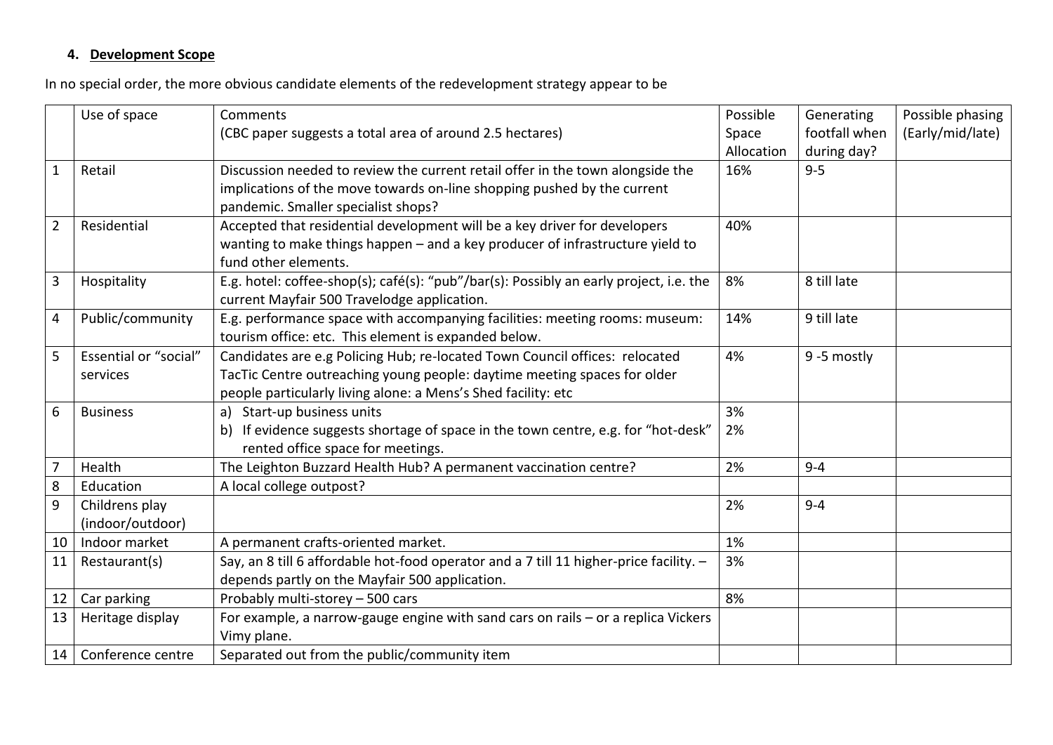### 4. Development Scope

In no special order, the more obvious candidate elements of the redevelopment strategy appear to be

| | Use of space | Comments<br>(CBC paper suggests a total area of around 2.5 hectares) | Possible Space Allocation | Generating footfall when during day? | Possible phasing (Early/mid/late) |
|---|---|---|---|---|---|
| 1 | Retail | Discussion needed to review the current retail offer in the town alongside the implications of the move towards on-line shopping pushed by the current pandemic. Smaller specialist shops? | 16% | 9-5 | |
| 2 | Residential | Accepted that residential development will be a key driver for developers wanting to make things happen – and a key producer of infrastructure yield to fund other elements. | 40% | | |
| 3 | Hospitality | E.g. hotel: coffee-shop(s); café(s): "pub"/bar(s): Possibly an early project, i.e. the current Mayfair 500 Travelodge application. | 8% | 8 till late | |
| 4 | Public/community | E.g. performance space with accompanying facilities: meeting rooms: museum: tourism office: etc. This element is expanded below. | 14% | 9 till late | |
| 5 | Essential or "social" services | Candidates are e.g Policing Hub; re-located Town Council offices: relocated TacTic Centre outreaching young people: daytime meeting spaces for older people particularly living alone: a Mens's Shed facility: etc | 4% | 9 -5 mostly | |
| 6 | Business | a) Start-up business units<br>b) If evidence suggests shortage of space in the town centre, e.g. for "hot-desk" rented office space for meetings. | 3%<br>2% | | |
| 7 | Health | The Leighton Buzzard Health Hub? A permanent vaccination centre? | 2% | 9-4 | |
| 8 | Education | A local college outpost? | | | |
| 9 | Childrens play (indoor/outdoor) | | 2% | 9-4 | |
| 10 | Indoor market | A permanent crafts-oriented market. | 1% | | |
| 11 | Restaurant(s) | Say, an 8 till 6 affordable hot-food operator and a 7 till 11 higher-price facility. – depends partly on the Mayfair 500 application. | 3% | | |
| 12 | Car parking | Probably multi-storey – 500 cars | 8% | | |
| 13 | Heritage display | For example, a narrow-gauge engine with sand cars on rails – or a replica Vickers Vimy plane. | | | |
| 14 | Conference centre | Separated out from the public/community item | | | |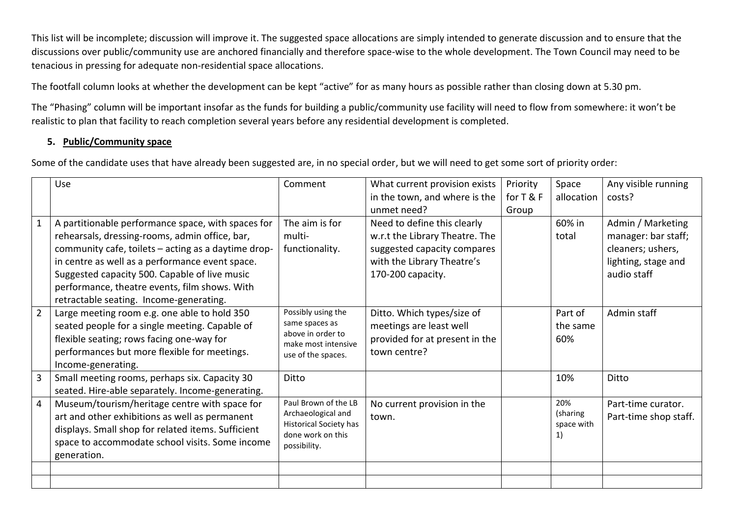This list will be incomplete; discussion will improve it. The suggested space allocations are simply intended to generate discussion and to ensure that the discussions over public/community use are anchored financially and therefore space-wise to the whole development. The Town Council may need to be tenacious in pressing for adequate non-residential space allocations.

The footfall column looks at whether the development can be kept "active" for as many hours as possible rather than closing down at 5.30 pm.

The "Phasing" column will be important insofar as the funds for building a public/community use facility will need to flow from somewhere: it won't be realistic to plan that facility to reach completion several years before any residential development is completed.

## 5. Public/Community space

Some of the candidate uses that have already been suggested are, in no special order, but we will need to get some sort of priority order:

| | Use | Comment | What current provision exists in the town, and where is the unmet need? | Priority for T & F Group | Space allocation | Any visible running costs? |
|---|---|---|---|---|---|---|
| 1 | A partitionable performance space, with spaces for rehearsals, dressing-rooms, admin office, bar, community cafe, toilets – acting as a daytime drop-in centre as well as a performance event space. Suggested capacity 500. Capable of live music performance, theatre events, film shows. With retractable seating. Income-generating. | The aim is for multi-functionality. | Need to define this clearly w.r.t the Library Theatre. The suggested capacity compares with the Library Theatre's 170-200 capacity. | | 60% in total | Admin / Marketing manager: bar staff; cleaners; ushers, lighting, stage and audio staff |
| 2 | Large meeting room e.g. one able to hold 350 seated people for a single meeting. Capable of flexible seating; rows facing one-way for performances but more flexible for meetings. Income-generating. | Possibly using the same spaces as above in order to make most intensive use of the spaces. | Ditto. Which types/size of meetings are least well provided for at present in the town centre? | | Part of the same 60% | Admin staff |
| 3 | Small meeting rooms, perhaps six. Capacity 30 seated. Hire-able separately. Income-generating. | Ditto | | | 10% | Ditto |
| 4 | Museum/tourism/heritage centre with space for art and other exhibitions as well as permanent displays. Small shop for related items. Sufficient space to accommodate school visits. Some income generation. | Paul Brown of the LB Archaeological and Historical Society has done work on this possibility. | No current provision in the town. | | 20% (sharing space with 1) | Part-time curator. Part-time shop staff. |
| | | | | | | |
| | | | | | | |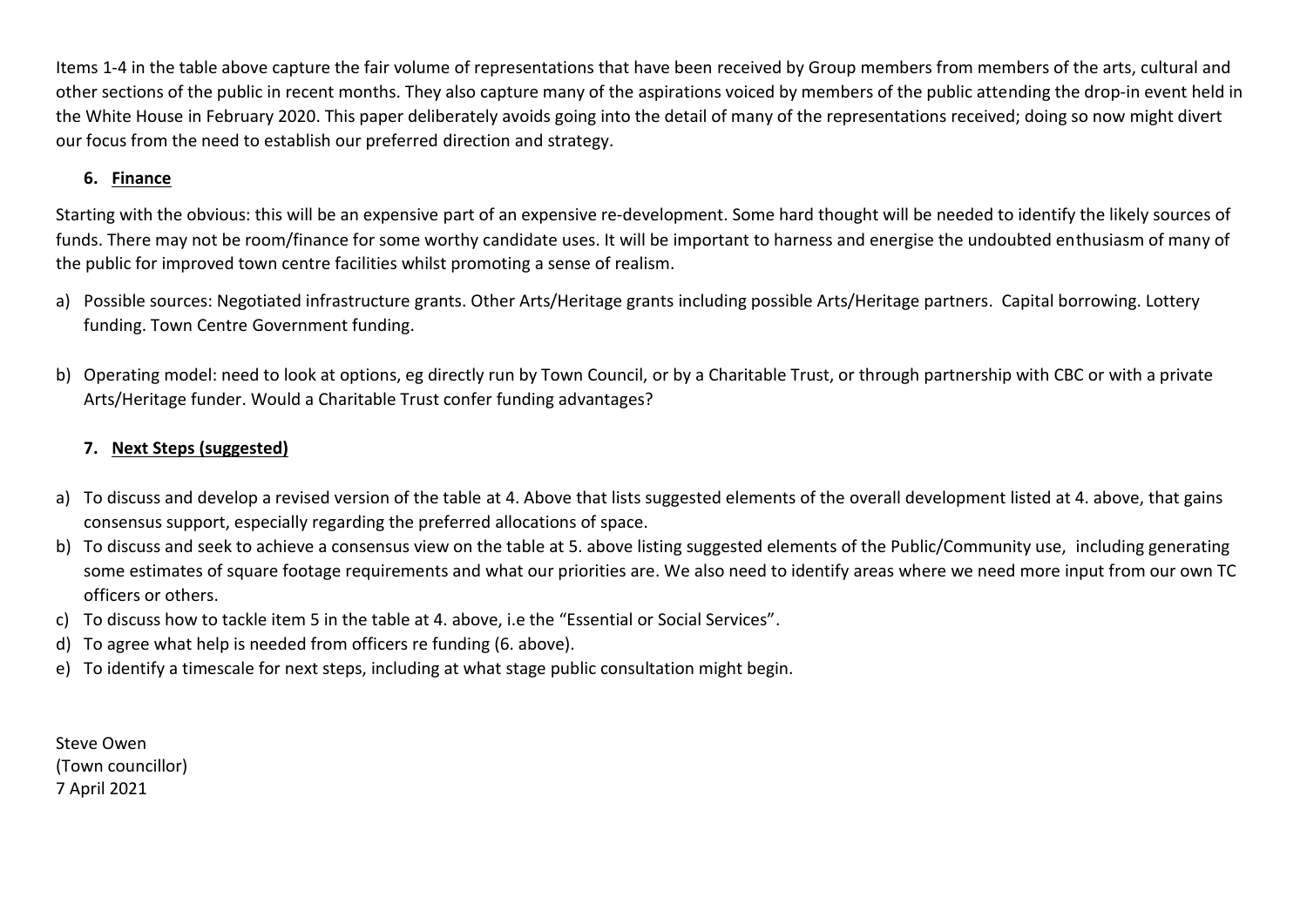Items 1-4 in the table above capture the fair volume of representations that have been received by Group members from members of the arts, cultural and other sections of the public in recent months. They also capture many of the aspirations voiced by members of the public attending the drop-in event held in the White House in February 2020. This paper deliberately avoids going into the detail of many of the representations received; doing so now might divert our focus from the need to establish our preferred direction and strategy.

## 6. Finance

Starting with the obvious: this will be an expensive part of an expensive re-development. Some hard thought will be needed to identify the likely sources of funds. There may not be room/finance for some worthy candidate uses. It will be important to harness and energise the undoubted enthusiasm of many of the public for improved town centre facilities whilst promoting a sense of realism.

a) Possible sources: Negotiated infrastructure grants. Other Arts/Heritage grants including possible Arts/Heritage partners. Capital borrowing. Lottery funding. Town Centre Government funding.

b) Operating model: need to look at options, eg directly run by Town Council, or by a Charitable Trust, or through partnership with CBC or with a private Arts/Heritage funder. Would a Charitable Trust confer funding advantages?

## 7. Next Steps (suggested)

a) To discuss and develop a revised version of the table at 4. Above that lists suggested elements of the overall development listed at 4. above, that gains consensus support, especially regarding the preferred allocations of space.
b) To discuss and seek to achieve a consensus view on the table at 5. above listing suggested elements of the Public/Community use, including generating some estimates of square footage requirements and what our priorities are. We also need to identify areas where we need more input from our own TC officers or others.
c) To discuss how to tackle item 5 in the table at 4. above, i.e the "Essential or Social Services".
d) To agree what help is needed from officers re funding (6. above).
e) To identify a timescale for next steps, including at what stage public consultation might begin.

Steve Owen
(Town councillor)
7 April 2021